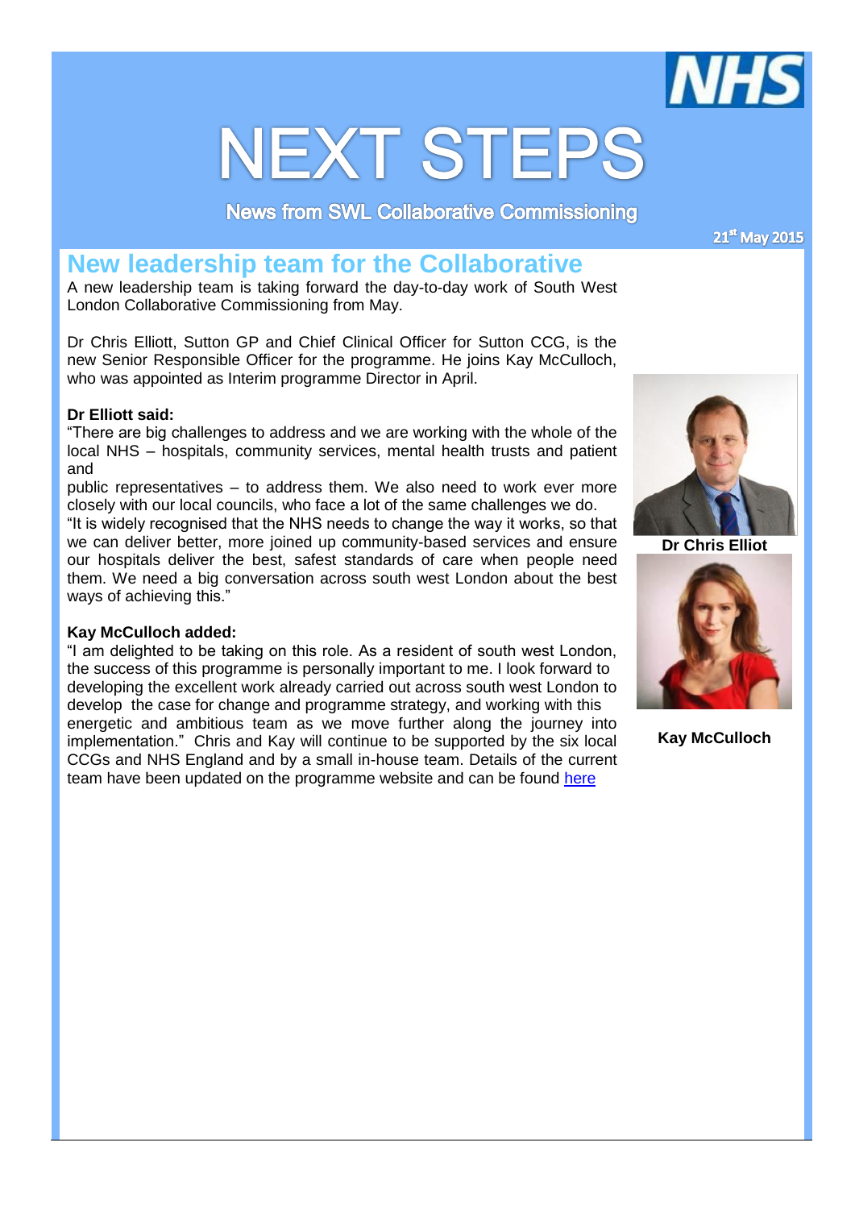# NEXT STEPS

**News from SWL Collaborative Commissioning**

**21st May 2015**

## New leadership team for the Collaborative

A new leadership team is taking forward the day-to-day work of South West London Collaborative Commissioning from May.

Dr Chris Elliott, Sutton GP and Chief Clinical Officer for Sutton CCG, is the new Senior Responsible Officer for the programme. He joins Kay McCulloch, who was appointed as Interim programme Director in April.

**Dr Elliott said:**

"There are big challenges to address and we are working with the whole of the local NHS – hospitals, community services, mental health trusts and patient and public representatives – to address them. We also need to work ever more closely with our local councils, who face a lot of the same challenges we do.

"It is widely recognised that the NHS needs to change the way it works, so that we can deliver better, more joined up community-based services and ensure our hospitals deliver the best, safest standards of care when people need them. We need a big conversation across south west London about the best ways of achieving this."

**Dr Chris Elliot**

**Kay McCulloch added:**

"I am delighted to be taking on this role. As a resident of south west London, the success of this programme is personally important to me. I look forward to developing the excellent work already carried out across south west London to develop the case for change and programme strategy, and working with this energetic and ambitious team as we move further along the journey into implementation." Chris and Kay will continue to be supported by the six local CCGs and NHS England and by a small in-house team. Details of the current team have been updated on the programme website and can be found here

**Kay McCulloch**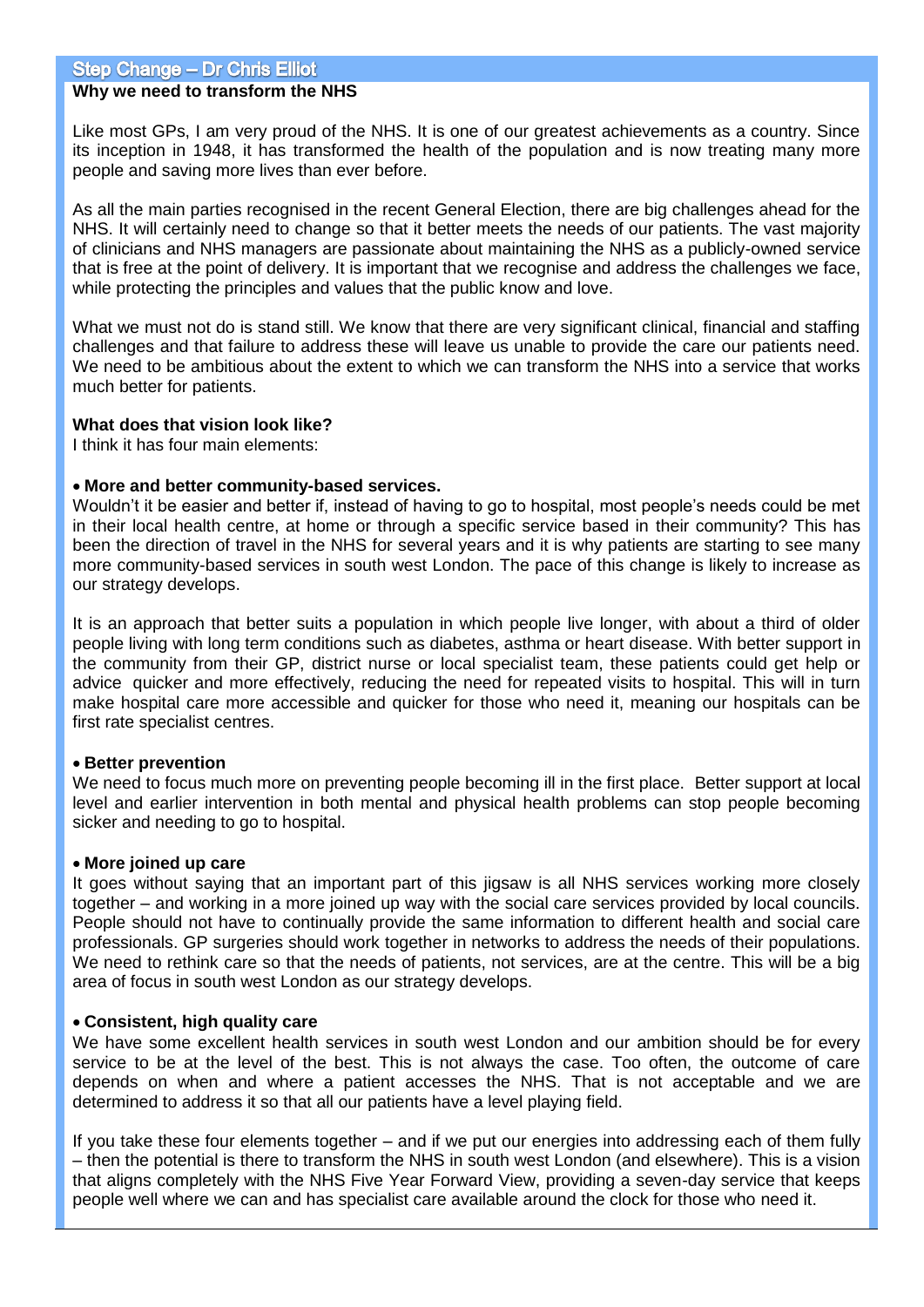## Step Change – Dr Chris Elliot

**Why we need to transform the NHS**

Like most GPs, I am very proud of the NHS. It is one of our greatest achievements as a country. Since its inception in 1948, it has transformed the health of the population and is now treating many more people and saving more lives than ever before.

As all the main parties recognised in the recent General Election, there are big challenges ahead for the NHS. It will certainly need to change so that it better meets the needs of our patients. The vast majority of clinicians and NHS managers are passionate about maintaining the NHS as a publicly-owned service that is free at the point of delivery. It is important that we recognise and address the challenges we face, while protecting the principles and values that the public know and love.

What we must not do is stand still. We know that there are very significant clinical, financial and staffing challenges and that failure to address these will leave us unable to provide the care our patients need. We need to be ambitious about the extent to which we can transform the NHS into a service that works much better for patients.

**What does that vision look like?**

I think it has four main elements:

- **More and better community-based services.**

Wouldn't it be easier and better if, instead of having to go to hospital, most people's needs could be met in their local health centre, at home or through a specific service based in their community? This has been the direction of travel in the NHS for several years and it is why patients are starting to see many more community-based services in south west London. The pace of this change is likely to increase as our strategy develops.

It is an approach that better suits a population in which people live longer, with about a third of older people living with long term conditions such as diabetes, asthma or heart disease. With better support in the community from their GP, district nurse or local specialist team, these patients could get help or advice quicker and more effectively, reducing the need for repeated visits to hospital. This will in turn make hospital care more accessible and quicker for those who need it, meaning our hospitals can be first rate specialist centres.

- **Better prevention**

We need to focus much more on preventing people becoming ill in the first place. Better support at local level and earlier intervention in both mental and physical health problems can stop people becoming sicker and needing to go to hospital.

- **More joined up care**

It goes without saying that an important part of this jigsaw is all NHS services working more closely together – and working in a more joined up way with the social care services provided by local councils. People should not have to continually provide the same information to different health and social care professionals. GP surgeries should work together in networks to address the needs of their populations. We need to rethink care so that the needs of patients, not services, are at the centre. This will be a big area of focus in south west London as our strategy develops.

- **Consistent, high quality care**

We have some excellent health services in south west London and our ambition should be for every service to be at the level of the best. This is not always the case. Too often, the outcome of care depends on when and where a patient accesses the NHS. That is not acceptable and we are determined to address it so that all our patients have a level playing field.

If you take these four elements together – and if we put our energies into addressing each of them fully – then the potential is there to transform the NHS in south west London (and elsewhere). This is a vision that aligns completely with the NHS Five Year Forward View, providing a seven-day service that keeps people well where we can and has specialist care available around the clock for those who need it.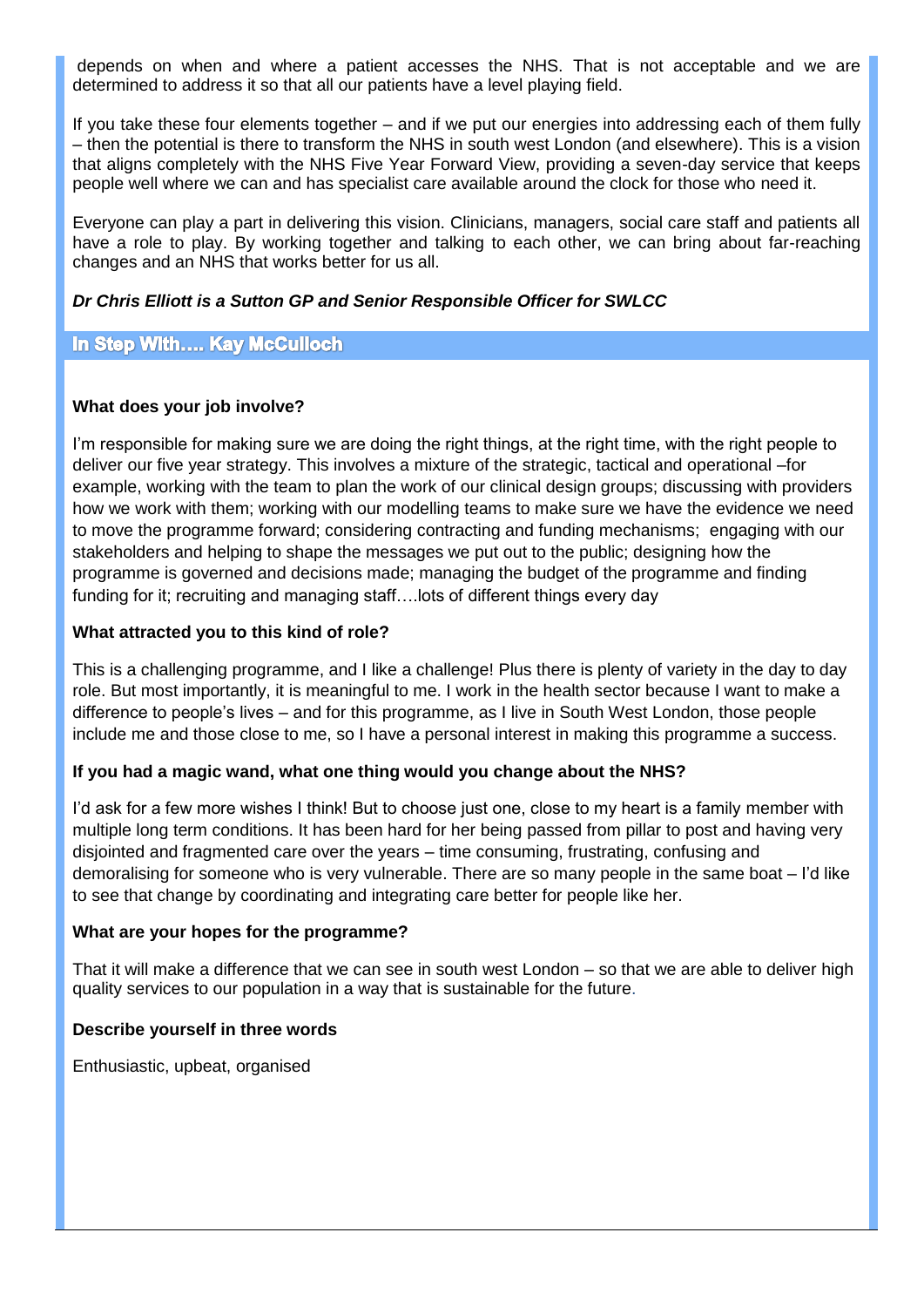depends on when and where a patient accesses the NHS. That is not acceptable and we are determined to address it so that all our patients have a level playing field.

If you take these four elements together – and if we put our energies into addressing each of them fully – then the potential is there to transform the NHS in south west London (and elsewhere). This is a vision that aligns completely with the NHS Five Year Forward View, providing a seven-day service that keeps people well where we can and has specialist care available around the clock for those who need it.

Everyone can play a part in delivering this vision. Clinicians, managers, social care staff and patients all have a role to play. By working together and talking to each other, we can bring about far-reaching changes and an NHS that works better for us all.

***Dr Chris Elliott is a Sutton GP and Senior Responsible Officer for SWLCC***

## In Step With…. Kay McCulloch

**What does your job involve?**

I'm responsible for making sure we are doing the right things, at the right time, with the right people to deliver our five year strategy. This involves a mixture of the strategic, tactical and operational –for example, working with the team to plan the work of our clinical design groups; discussing with providers how we work with them; working with our modelling teams to make sure we have the evidence we need to move the programme forward; considering contracting and funding mechanisms; engaging with our stakeholders and helping to shape the messages we put out to the public; designing how the programme is governed and decisions made; managing the budget of the programme and finding funding for it; recruiting and managing staff….lots of different things every day

**What attracted you to this kind of role?**

This is a challenging programme, and I like a challenge! Plus there is plenty of variety in the day to day role. But most importantly, it is meaningful to me. I work in the health sector because I want to make a difference to people's lives – and for this programme, as I live in South West London, those people include me and those close to me, so I have a personal interest in making this programme a success.

**If you had a magic wand, what one thing would you change about the NHS?**

I'd ask for a few more wishes I think! But to choose just one, close to my heart is a family member with multiple long term conditions. It has been hard for her being passed from pillar to post and having very disjointed and fragmented care over the years – time consuming, frustrating, confusing and demoralising for someone who is very vulnerable. There are so many people in the same boat – I'd like to see that change by coordinating and integrating care better for people like her.

**What are your hopes for the programme?**

That it will make a difference that we can see in south west London – so that we are able to deliver high quality services to our population in a way that is sustainable for the future.

**Describe yourself in three words**

Enthusiastic, upbeat, organised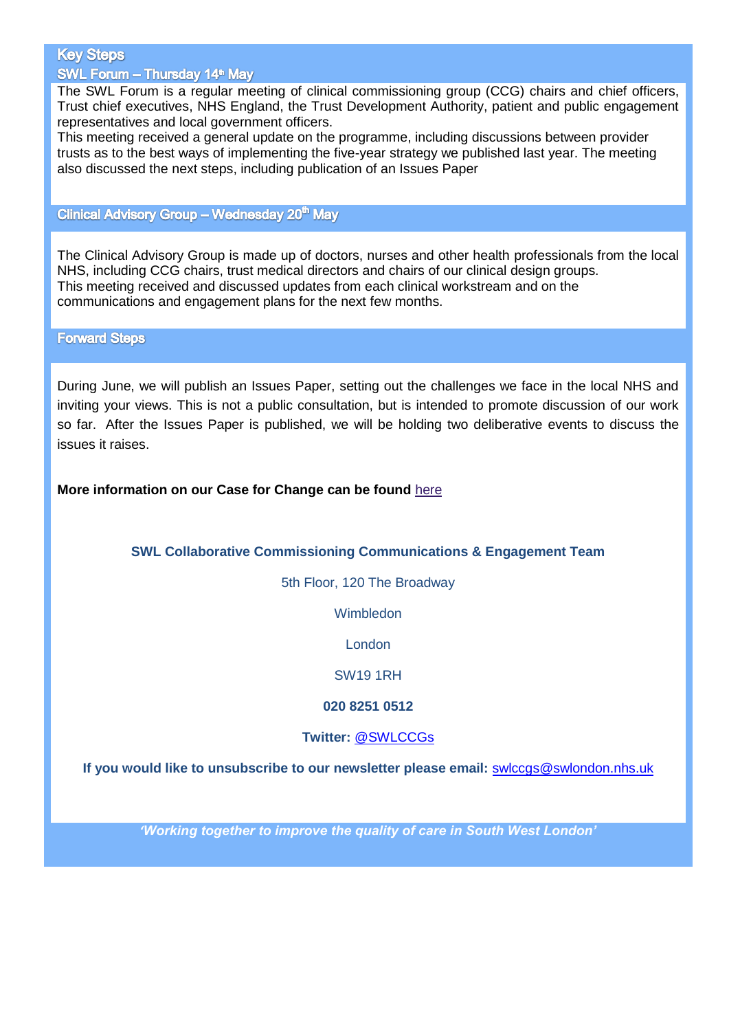## Key Steps

### SWL Forum – Thursday 14th May

The SWL Forum is a regular meeting of clinical commissioning group (CCG) chairs and chief officers, Trust chief executives, NHS England, the Trust Development Authority, patient and public engagement representatives and local government officers.

This meeting received a general update on the programme, including discussions between provider trusts as to the best ways of implementing the five-year strategy we published last year. The meeting also discussed the next steps, including publication of an Issues Paper

### Clinical Advisory Group – Wednesday 20th May

The Clinical Advisory Group is made up of doctors, nurses and other health professionals from the local NHS, including CCG chairs, trust medical directors and chairs of our clinical design groups.

This meeting received and discussed updates from each clinical workstream and on the communications and engagement plans for the next few months.

## Forward Steps

During June, we will publish an Issues Paper, setting out the challenges we face in the local NHS and inviting your views. This is not a public consultation, but is intended to promote discussion of our work so far. After the Issues Paper is published, we will be holding two deliberative events to discuss the issues it raises.

**More information on our Case for Change can be found** here

**SWL Collaborative Commissioning Communications & Engagement Team**

5th Floor, 120 The Broadway

Wimbledon

London

SW19 1RH

**020 8251 0512**

**Twitter:** @SWLCCGs

**If you would like to unsubscribe to our newsletter please email:** swlccgs@swlondon.nhs.uk

***'Working together to improve the quality of care in South West London'***